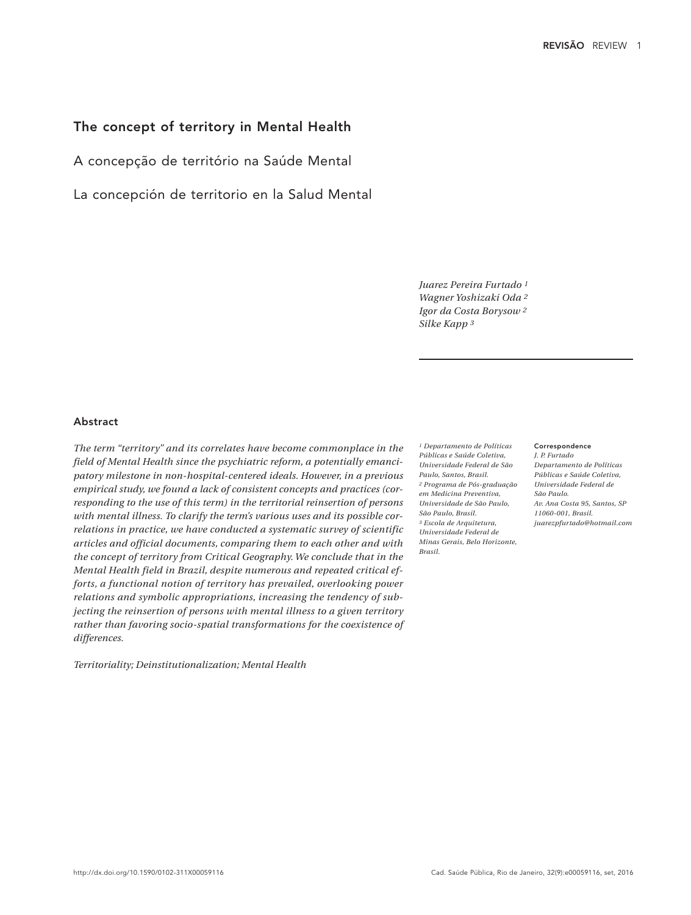# The concept of territory in Mental Health

## A concepção de território na Saúde Mental

## La concepción de territorio en la Salud Mental

*Juarez Pereira Furtado [1]*
*Wagner Yoshizaki Oda [2]*
*Igor da Costa Borysow [2]*
*Silke Kapp [3]*

### Abstract

*The term "territory" and its correlates have become commonplace in the field of Mental Health since the psychiatric reform, a potentially emancipatory milestone in non-hospital-centered ideals. However, in a previous empirical study, we found a lack of consistent concepts and practices (corresponding to the use of this term) in the territorial reinsertion of persons with mental illness. To clarify the term's various uses and its possible correlations in practice, we have conducted a systematic survey of scientific articles and official documents, comparing them to each other and with the concept of territory from Critical Geography. We conclude that in the Mental Health field in Brazil, despite numerous and repeated critical efforts, a functional notion of territory has prevailed, overlooking power relations and symbolic appropriations, increasing the tendency of subjecting the reinsertion of persons with mental illness to a given territory rather than favoring socio-spatial transformations for the coexistence of differences.*

*Territoriality; Deinstitutionalization; Mental Health*

*[1] Departamento de Políticas Públicas e Saúde Coletiva, Universidade Federal de São Paulo, Santos, Brasil.*
*[2] Programa de Pós-graduação em Medicina Preventiva, Universidade de São Paulo, São Paulo, Brasil.*
*[3] Escola de Arquitetura, Universidade Federal de Minas Gerais, Belo Horizonte, Brasil.*

**Correspondence**
*J. P. Furtado*
*Departamento de Políticas Públicas e Saúde Coletiva, Universidade Federal de São Paulo.*
*Av. Ana Costa 95, Santos, SP 11060-001, Brasil.*
*juarezpfurtado@hotmail.com*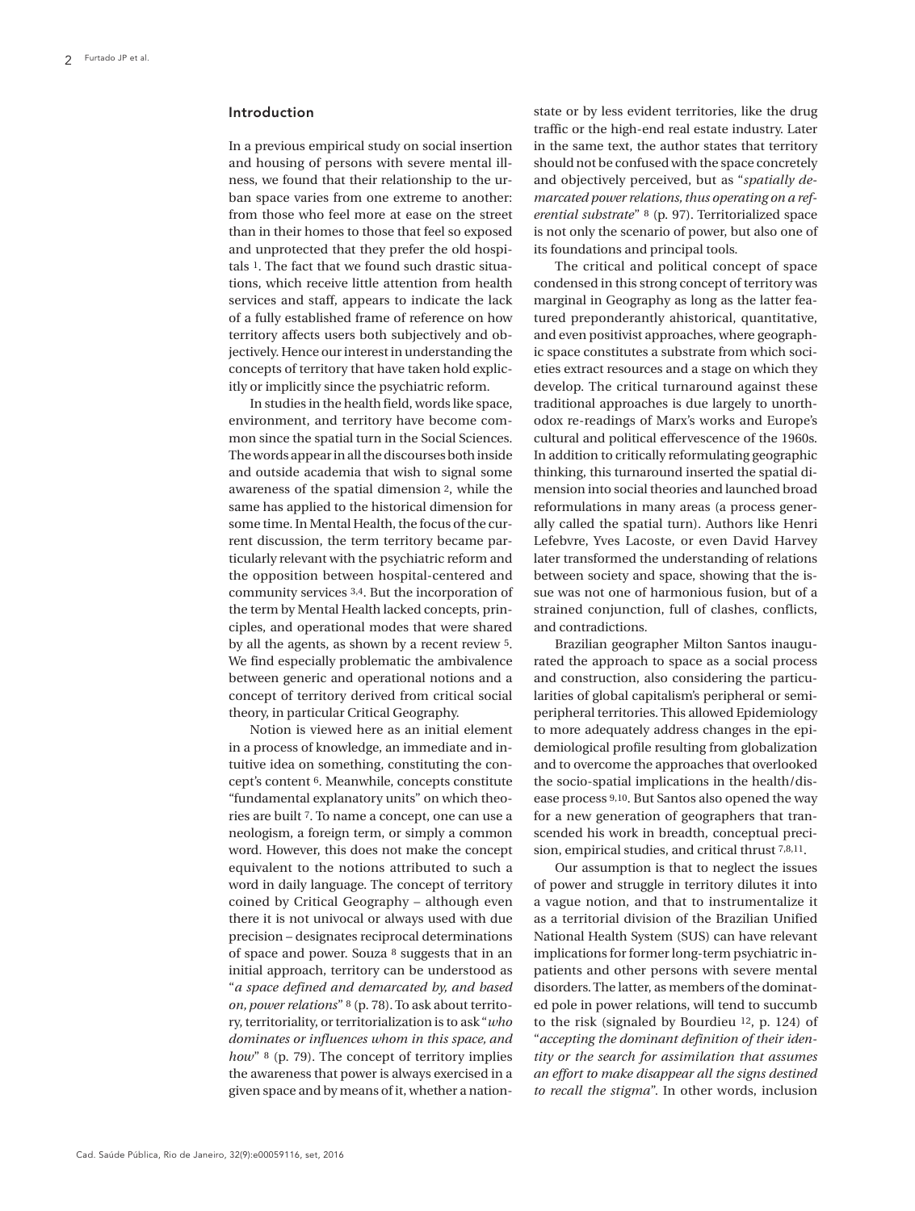## Introduction

In a previous empirical study on social insertion and housing of persons with severe mental illness, we found that their relationship to the urban space varies from one extreme to another: from those who feel more at ease on the street than in their homes to those that feel so exposed and unprotected that they prefer the old hospitals [1]. The fact that we found such drastic situations, which receive little attention from health services and staff, appears to indicate the lack of a fully established frame of reference on how territory affects users both subjectively and objectively. Hence our interest in understanding the concepts of territory that have taken hold explicitly or implicitly since the psychiatric reform.

In studies in the health field, words like space, environment, and territory have become common since the spatial turn in the Social Sciences. The words appear in all the discourses both inside and outside academia that wish to signal some awareness of the spatial dimension [2], while the same has applied to the historical dimension for some time. In Mental Health, the focus of the current discussion, the term territory became particularly relevant with the psychiatric reform and the opposition between hospital-centered and community services [3,4]. But the incorporation of the term by Mental Health lacked concepts, principles, and operational modes that were shared by all the agents, as shown by a recent review [5]. We find especially problematic the ambivalence between generic and operational notions and a concept of territory derived from critical social theory, in particular Critical Geography.

Notion is viewed here as an initial element in a process of knowledge, an immediate and intuitive idea on something, constituting the concept's content [6]. Meanwhile, concepts constitute "fundamental explanatory units" on which theories are built [7]. To name a concept, one can use a neologism, a foreign term, or simply a common word. However, this does not make the concept equivalent to the notions attributed to such a word in daily language. The concept of territory coined by Critical Geography – although even there it is not univocal or always used with due precision – designates reciprocal determinations of space and power. Souza [8] suggests that in an initial approach, territory can be understood as "*a space defined and demarcated by, and based on, power relations*" [8] (p. 78). To ask about territory, territoriality, or territorialization is to ask "*who dominates or influences whom in this space, and how*" [8] (p. 79). The concept of territory implies the awareness that power is always exercised in a given space and by means of it, whether a nation-state or by less evident territories, like the drug traffic or the high-end real estate industry. Later in the same text, the author states that territory should not be confused with the space concretely and objectively perceived, but as "*spatially demarcated power relations, thus operating on a referential substrate*" [8] (p. 97). Territorialized space is not only the scenario of power, but also one of its foundations and principal tools.

The critical and political concept of space condensed in this strong concept of territory was marginal in Geography as long as the latter featured preponderantly ahistorical, quantitative, and even positivist approaches, where geographic space constitutes a substrate from which societies extract resources and a stage on which they develop. The critical turnaround against these traditional approaches is due largely to unorthodox re-readings of Marx's works and Europe's cultural and political effervescence of the 1960s. In addition to critically reformulating geographic thinking, this turnaround inserted the spatial dimension into social theories and launched broad reformulations in many areas (a process generally called the spatial turn). Authors like Henri Lefebvre, Yves Lacoste, or even David Harvey later transformed the understanding of relations between society and space, showing that the issue was not one of harmonious fusion, but of a strained conjunction, full of clashes, conflicts, and contradictions.

Brazilian geographer Milton Santos inaugurated the approach to space as a social process and construction, also considering the particularities of global capitalism's peripheral or semi-peripheral territories. This allowed Epidemiology to more adequately address changes in the epidemiological profile resulting from globalization and to overcome the approaches that overlooked the socio-spatial implications in the health/disease process [9,10]. But Santos also opened the way for a new generation of geographers that transcended his work in breadth, conceptual precision, empirical studies, and critical thrust [7,8,11].

Our assumption is that to neglect the issues of power and struggle in territory dilutes it into a vague notion, and that to instrumentalize it as a territorial division of the Brazilian Unified National Health System (SUS) can have relevant implications for former long-term psychiatric inpatients and other persons with severe mental disorders. The latter, as members of the dominated pole in power relations, will tend to succumb to the risk (signaled by Bourdieu [12], p. 124) of "*accepting the dominant definition of their identity or the search for assimilation that assumes an effort to make disappear all the signs destined to recall the stigma*". In other words, inclusion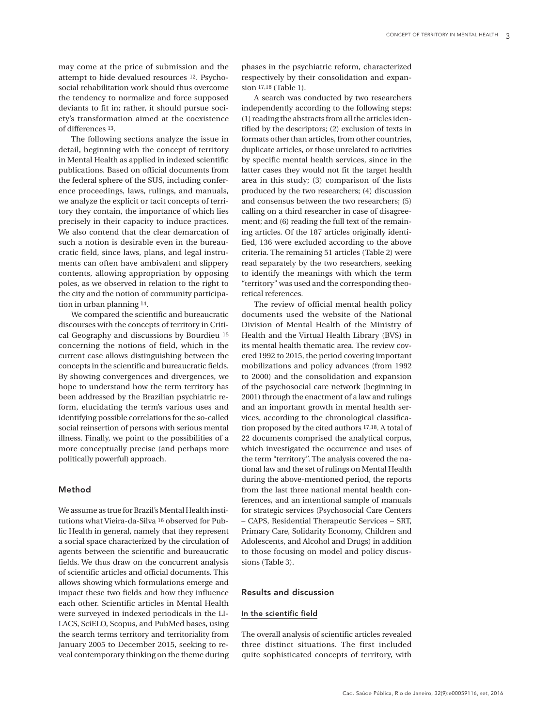may come at the price of submission and the attempt to hide devalued resources [12]. Psychosocial rehabilitation work should thus overcome the tendency to normalize and force supposed deviants to fit in; rather, it should pursue society's transformation aimed at the coexistence of differences [13].

The following sections analyze the issue in detail, beginning with the concept of territory in Mental Health as applied in indexed scientific publications. Based on official documents from the federal sphere of the SUS, including conference proceedings, laws, rulings, and manuals, we analyze the explicit or tacit concepts of territory they contain, the importance of which lies precisely in their capacity to induce practices. We also contend that the clear demarcation of such a notion is desirable even in the bureaucratic field, since laws, plans, and legal instruments can often have ambivalent and slippery contents, allowing appropriation by opposing poles, as we observed in relation to the right to the city and the notion of community participation in urban planning [14].

We compared the scientific and bureaucratic discourses with the concepts of territory in Critical Geography and discussions by Bourdieu [15] concerning the notions of field, which in the current case allows distinguishing between the concepts in the scientific and bureaucratic fields. By showing convergences and divergences, we hope to understand how the term territory has been addressed by the Brazilian psychiatric reform, elucidating the term's various uses and identifying possible correlations for the so-called social reinsertion of persons with serious mental illness. Finally, we point to the possibilities of a more conceptually precise (and perhaps more politically powerful) approach.

## Method

We assume as true for Brazil's Mental Health institutions what Vieira-da-Silva [16] observed for Public Health in general, namely that they represent a social space characterized by the circulation of agents between the scientific and bureaucratic fields. We thus draw on the concurrent analysis of scientific articles and official documents. This allows showing which formulations emerge and impact these two fields and how they influence each other. Scientific articles in Mental Health were surveyed in indexed periodicals in the LILACS, SciELO, Scopus, and PubMed bases, using the search terms territory and territoriality from January 2005 to December 2015, seeking to reveal contemporary thinking on the theme during phases in the psychiatric reform, characterized respectively by their consolidation and expansion [17,18] (Table 1).

A search was conducted by two researchers independently according to the following steps: (1) reading the abstracts from all the articles identified by the descriptors; (2) exclusion of texts in formats other than articles, from other countries, duplicate articles, or those unrelated to activities by specific mental health services, since in the latter cases they would not fit the target health area in this study; (3) comparison of the lists produced by the two researchers; (4) discussion and consensus between the two researchers; (5) calling on a third researcher in case of disagreement; and (6) reading the full text of the remaining articles. Of the 187 articles originally identified, 136 were excluded according to the above criteria. The remaining 51 articles (Table 2) were read separately by the two researchers, seeking to identify the meanings with which the term "territory" was used and the corresponding theoretical references.

The review of official mental health policy documents used the website of the National Division of Mental Health of the Ministry of Health and the Virtual Health Library (BVS) in its mental health thematic area. The review covered 1992 to 2015, the period covering important mobilizations and policy advances (from 1992 to 2000) and the consolidation and expansion of the psychosocial care network (beginning in 2001) through the enactment of a law and rulings and an important growth in mental health services, according to the chronological classification proposed by the cited authors [17,18]. A total of 22 documents comprised the analytical corpus, which investigated the occurrence and uses of the term "territory". The analysis covered the national law and the set of rulings on Mental Health during the above-mentioned period, the reports from the last three national mental health conferences, and an intentional sample of manuals for strategic services (Psychosocial Care Centers – CAPS, Residential Therapeutic Services – SRT, Primary Care, Solidarity Economy, Children and Adolescents, and Alcohol and Drugs) in addition to those focusing on model and policy discussions (Table 3).

## Results and discussion

### In the scientific field

The overall analysis of scientific articles revealed three distinct situations. The first included quite sophisticated concepts of territory, with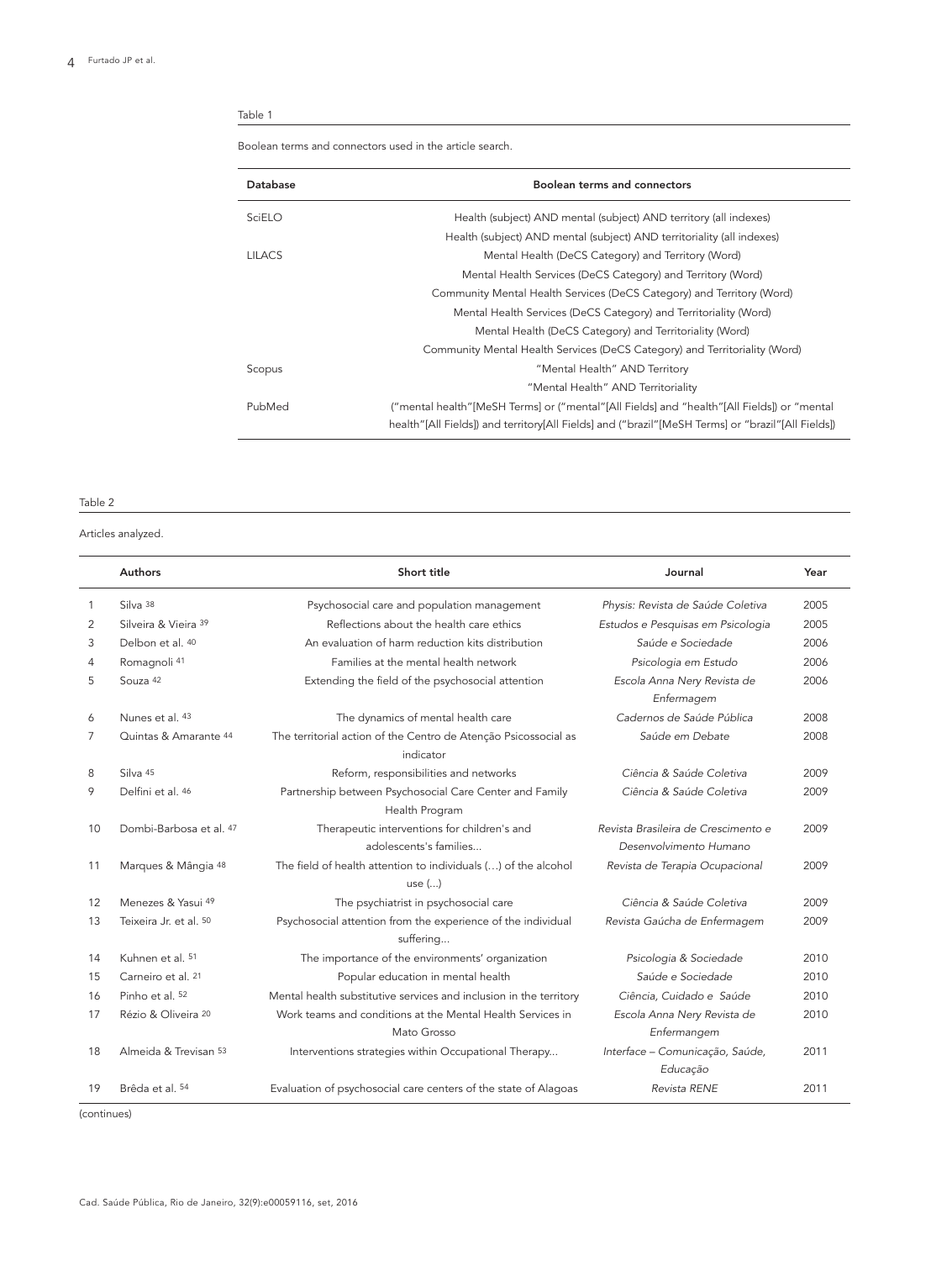Table 1

Boolean terms and connectors used in the article search.

| Database | Boolean terms and connectors |
|---|---|
| SciELO | Health (subject) AND mental (subject) AND territory (all indexes) |
| | Health (subject) AND mental (subject) AND territoriality (all indexes) |
| LILACS | Mental Health (DeCS Category) and Territory (Word) |
| | Mental Health Services (DeCS Category) and Territory (Word) |
| | Community Mental Health Services (DeCS Category) and Territory (Word) |
| | Mental Health Services (DeCS Category) and Territoriality (Word) |
| | Mental Health (DeCS Category) and Territoriality (Word) |
| | Community Mental Health Services (DeCS Category) and Territoriality (Word) |
| Scopus | "Mental Health" AND Territory |
| | "Mental Health" AND Territoriality |
| PubMed | ("mental health"[MeSH Terms] or ("mental"[All Fields] and "health"[All Fields]) or "mental health"[All Fields]) and territory[All Fields] and ("brazil"[MeSH Terms] or "brazil"[All Fields]) |

Table 2

Articles analyzed.

| | Authors | Short title | Journal | Year |
|---|---|---|---|---|
| 1 | Silva [38] | Psychosocial care and population management | *Physis: Revista de Saúde Coletiva* | 2005 |
| 2 | Silveira & Vieira [39] | Reflections about the health care ethics | *Estudos e Pesquisas em Psicologia* | 2005 |
| 3 | Delbon et al. [40] | An evaluation of harm reduction kits distribution | *Saúde e Sociedade* | 2006 |
| 4 | Romagnoli [41] | Families at the mental health network | *Psicologia em Estudo* | 2006 |
| 5 | Souza [42] | Extending the field of the psychosocial attention | *Escola Anna Nery Revista de Enfermagem* | 2006 |
| 6 | Nunes et al. [43] | The dynamics of mental health care | *Cadernos de Saúde Pública* | 2008 |
| 7 | Quintas & Amarante [44] | The territorial action of the Centro de Atenção Psicossocial as indicator | *Saúde em Debate* | 2008 |
| 8 | Silva [45] | Reform, responsibilities and networks | *Ciência & Saúde Coletiva* | 2009 |
| 9 | Delfini et al. [46] | Partnership between Psychosocial Care Center and Family Health Program | *Ciência & Saúde Coletiva* | 2009 |
| 10 | Dombi-Barbosa et al. [47] | Therapeutic interventions for children's and adolescents's families... | *Revista Brasileira de Crescimento e Desenvolvimento Humano* | 2009 |
| 11 | Marques & Mângia [48] | The field of health attention to individuals (...) of the alcohol use (...) | *Revista de Terapia Ocupacional* | 2009 |
| 12 | Menezes & Yasui [49] | The psychiatrist in psychosocial care | *Ciência & Saúde Coletiva* | 2009 |
| 13 | Teixeira Jr. et al. [50] | Psychosocial attention from the experience of the individual suffering... | *Revista Gaúcha de Enfermagem* | 2009 |
| 14 | Kuhnen et al. [51] | The importance of the environments' organization | *Psicologia & Sociedade* | 2010 |
| 15 | Carneiro et al. [21] | Popular education in mental health | *Saúde e Sociedade* | 2010 |
| 16 | Pinho et al. [52] | Mental health substitutive services and inclusion in the territory | *Ciência, Cuidado e Saúde* | 2010 |
| 17 | Rézio & Oliveira [20] | Work teams and conditions at the Mental Health Services in Mato Grosso | *Escola Anna Nery Revista de Enfermangem* | 2010 |
| 18 | Almeida & Trevisan [53] | Interventions strategies within Occupational Therapy... | *Interface – Comunicação, Saúde, Educação* | 2011 |
| 19 | Brêda et al. [54] | Evaluation of psychosocial care centers of the state of Alagoas | *Revista RENE* | 2011 |

(continues)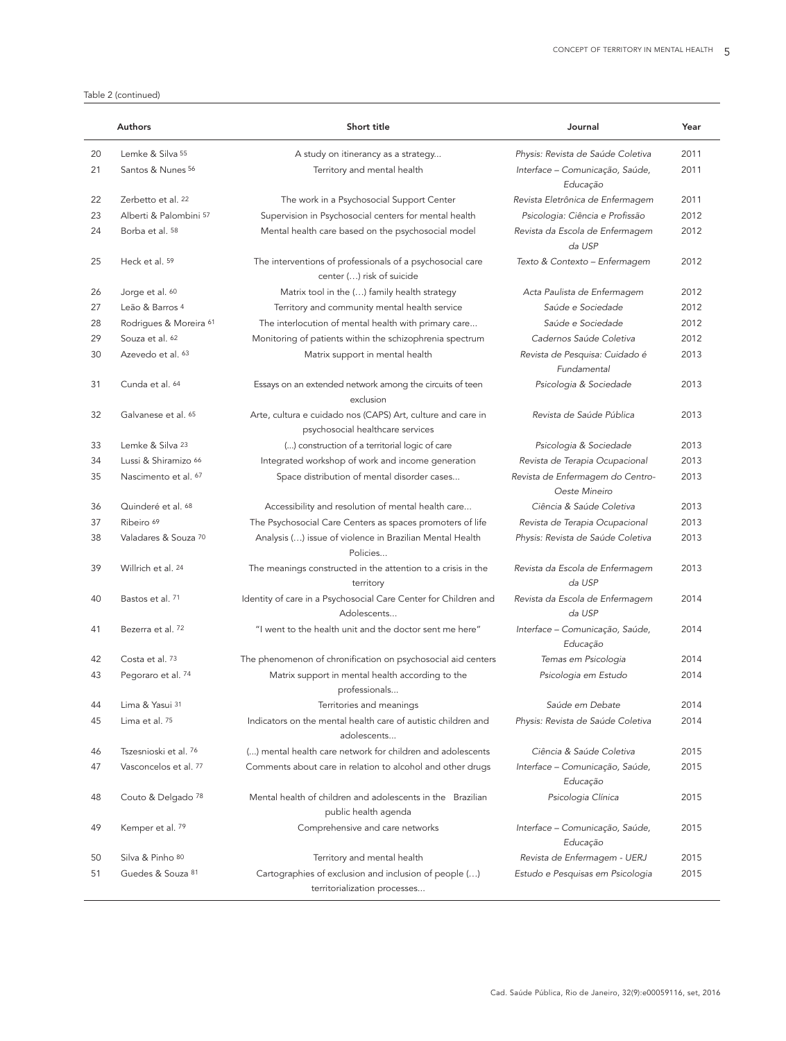Table 2 (continued)

| | Authors | Short title | Journal | Year |
|---|---|---|---|---|
| 20 | Lemke & Silva [55] | A study on itinerancy as a strategy... | *Physis: Revista de Saúde Coletiva* | 2011 |
| 21 | Santos & Nunes [56] | Territory and mental health | *Interface – Comunicação, Saúde, Educação* | 2011 |
| 22 | Zerbetto et al. [22] | The work in a Psychosocial Support Center | *Revista Eletrônica de Enfermagem* | 2011 |
| 23 | Alberti & Palombini [57] | Supervision in Psychosocial centers for mental health | *Psicologia: Ciência e Profissão* | 2012 |
| 24 | Borba et al. [58] | Mental health care based on the psychosocial model | *Revista da Escola de Enfermagem da USP* | 2012 |
| 25 | Heck et al. [59] | The interventions of professionals of a psychosocial care center (…) risk of suicide | *Texto & Contexto – Enfermagem* | 2012 |
| 26 | Jorge et al. [60] | Matrix tool in the (…) family health strategy | *Acta Paulista de Enfermagem* | 2012 |
| 27 | Leão & Barros [4] | Territory and community mental health service | *Saúde e Sociedade* | 2012 |
| 28 | Rodrigues & Moreira [61] | The interlocution of mental health with primary care... | *Saúde e Sociedade* | 2012 |
| 29 | Souza et al. [62] | Monitoring of patients within the schizophrenia spectrum | *Cadernos Saúde Coletiva* | 2012 |
| 30 | Azevedo et al. [63] | Matrix support in mental health | *Revista de Pesquisa: Cuidado é Fundamental* | 2013 |
| 31 | Cunda et al. [64] | Essays on an extended network among the circuits of teen exclusion | *Psicologia & Sociedade* | 2013 |
| 32 | Galvanese et al. [65] | Arte, cultura e cuidado nos (CAPS) Art, culture and care in psychosocial healthcare services | *Revista de Saúde Pública* | 2013 |
| 33 | Lemke & Silva [23] | (...) construction of a territorial logic of care | *Psicologia & Sociedade* | 2013 |
| 34 | Lussi & Shiramizo [66] | Integrated workshop of work and income generation | *Revista de Terapia Ocupacional* | 2013 |
| 35 | Nascimento et al. [67] | Space distribution of mental disorder cases... | *Revista de Enfermagem do Centro-Oeste Mineiro* | 2013 |
| 36 | Quinderé et al. [68] | Accessibility and resolution of mental health care... | *Ciência & Saúde Coletiva* | 2013 |
| 37 | Ribeiro [69] | The Psychosocial Care Centers as spaces promoters of life | *Revista de Terapia Ocupacional* | 2013 |
| 38 | Valadares & Souza [70] | Analysis (…) issue of violence in Brazilian Mental Health Policies... | *Physis: Revista de Saúde Coletiva* | 2013 |
| 39 | Willrich et al. [24] | The meanings constructed in the attention to a crisis in the territory | *Revista da Escola de Enfermagem da USP* | 2013 |
| 40 | Bastos et al. [71] | Identity of care in a Psychosocial Care Center for Children and Adolescents... | *Revista da Escola de Enfermagem da USP* | 2014 |
| 41 | Bezerra et al. [72] | "I went to the health unit and the doctor sent me here" | *Interface – Comunicação, Saúde, Educação* | 2014 |
| 42 | Costa et al. [73] | The phenomenon of chronification on psychosocial aid centers | *Temas em Psicologia* | 2014 |
| 43 | Pegoraro et al. [74] | Matrix support in mental health according to the professionals... | *Psicologia em Estudo* | 2014 |
| 44 | Lima & Yasui [31] | Territories and meanings | *Saúde em Debate* | 2014 |
| 45 | Lima et al. [75] | Indicators on the mental health care of autistic children and adolescents... | *Physis: Revista de Saúde Coletiva* | 2014 |
| 46 | Tszesnioski et al. [76] | (...) mental health care network for children and adolescents | *Ciência & Saúde Coletiva* | 2015 |
| 47 | Vasconcelos et al. [77] | Comments about care in relation to alcohol and other drugs | *Interface – Comunicação, Saúde, Educação* | 2015 |
| 48 | Couto & Delgado [78] | Mental health of children and adolescents in the Brazilian public health agenda | *Psicologia Clínica* | 2015 |
| 49 | Kemper et al. [79] | Comprehensive and care networks | *Interface – Comunicação, Saúde, Educação* | 2015 |
| 50 | Silva & Pinho [80] | Territory and mental health | *Revista de Enfermagem - UERJ* | 2015 |
| 51 | Guedes & Souza [81] | Cartographies of exclusion and inclusion of people (…) territorialization processes... | *Estudo e Pesquisas em Psicologia* | 2015 |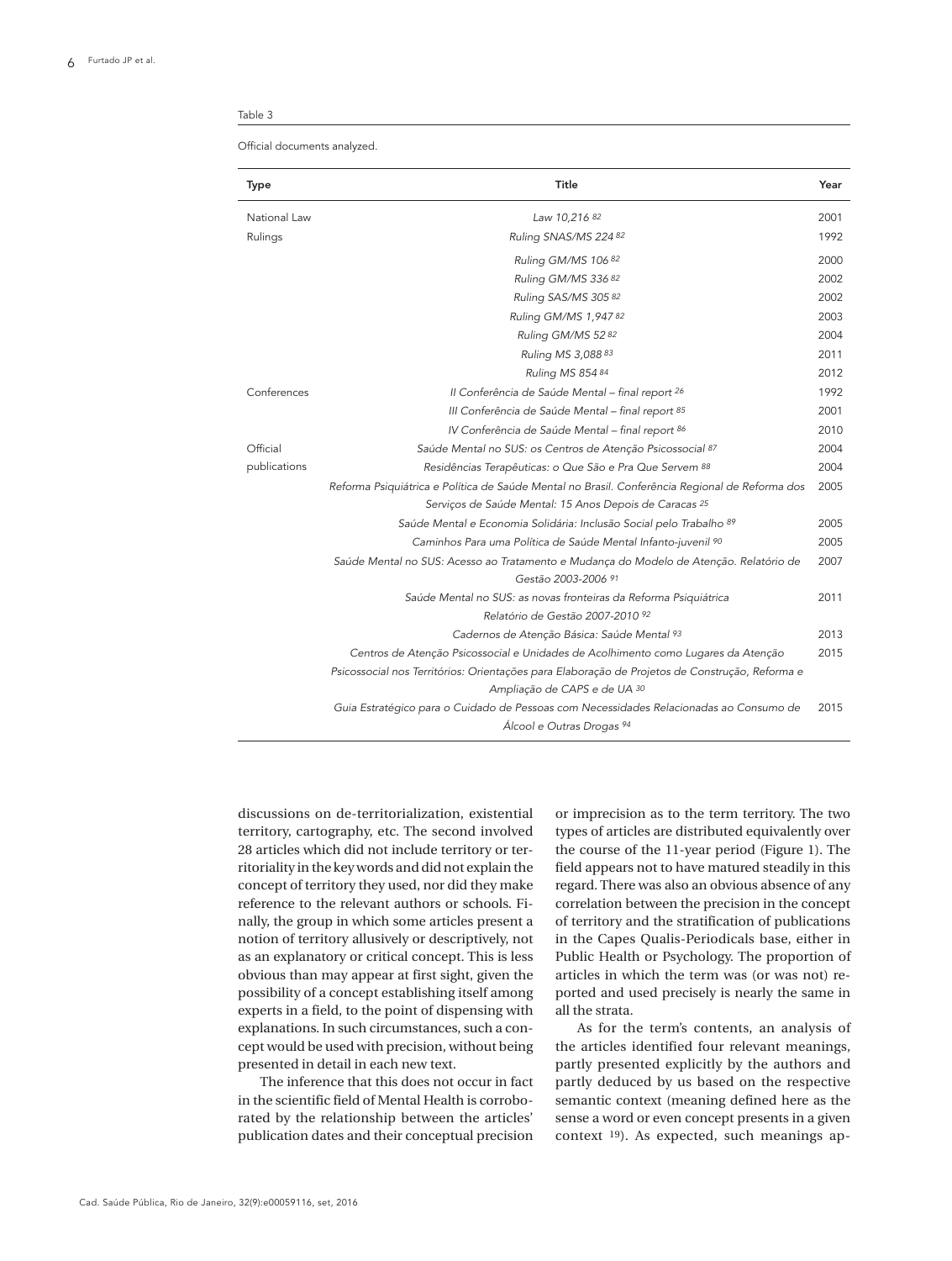Table 3

Official documents analyzed.

| Type | Title | Year |
|---|---|---|
| National Law | *Law 10,216* [82] | 2001 |
| Rulings | *Ruling SNAS/MS 224* [82] | 1992 |
| | *Ruling GM/MS 106* [82] | 2000 |
| | *Ruling GM/MS 336* [82] | 2002 |
| | *Ruling SAS/MS 305* [82] | 2002 |
| | *Ruling GM/MS 1,947* [82] | 2003 |
| | *Ruling GM/MS 52* [82] | 2004 |
| | *Ruling MS 3,088* [83] | 2011 |
| | *Ruling MS 854* [84] | 2012 |
| Conferences | *II Conferência de Saúde Mental – final report* [26] | 1992 |
| | *III Conferência de Saúde Mental – final report* [85] | 2001 |
| | *IV Conferência de Saúde Mental – final report* [86] | 2010 |
| Official publications | *Saúde Mental no SUS: os Centros de Atenção Psicossocial* [87] | 2004 |
| | *Residências Terapêuticas: o Que São e Pra Que Servem* [88] | 2004 |
| | *Reforma Psiquiátrica e Política de Saúde Mental no Brasil. Conferência Regional de Reforma dos Serviços de Saúde Mental: 15 Anos Depois de Caracas* [25] | 2005 |
| | *Saúde Mental e Economia Solidária: Inclusão Social pelo Trabalho* [89] | 2005 |
| | *Caminhos Para uma Política de Saúde Mental Infanto-juvenil* [90] | 2005 |
| | *Saúde Mental no SUS: Acesso ao Tratamento e Mudança do Modelo de Atenção. Relatório de Gestão 2003-2006* [91] | 2007 |
| | *Saúde Mental no SUS: as novas fronteiras da Reforma Psiquiátrica Relatório de Gestão 2007-2010* [92] | 2011 |
| | *Cadernos de Atenção Básica: Saúde Mental* [93] | 2013 |
| | *Centros de Atenção Psicossocial e Unidades de Acolhimento como Lugares da Atenção Psicossocial nos Territórios: Orientações para Elaboração de Projetos de Construção, Reforma e Ampliação de CAPS e de UA* [30] | 2015 |
| | *Guia Estratégico para o Cuidado de Pessoas com Necessidades Relacionadas ao Consumo de Álcool e Outras Drogas* [94] | 2015 |

discussions on de-territorialization, existential territory, cartography, etc. The second involved 28 articles which did not include territory or territoriality in the key words and did not explain the concept of territory they used, nor did they make reference to the relevant authors or schools. Finally, the group in which some articles present a notion of territory allusively or descriptively, not as an explanatory or critical concept. This is less obvious than may appear at first sight, given the possibility of a concept establishing itself among experts in a field, to the point of dispensing with explanations. In such circumstances, such a concept would be used with precision, without being presented in detail in each new text.

The inference that this does not occur in fact in the scientific field of Mental Health is corroborated by the relationship between the articles' publication dates and their conceptual precision or imprecision as to the term territory. The two types of articles are distributed equivalently over the course of the 11-year period (Figure 1). The field appears not to have matured steadily in this regard. There was also an obvious absence of any correlation between the precision in the concept of territory and the stratification of publications in the Capes Qualis-Periodicals base, either in Public Health or Psychology. The proportion of articles in which the term was (or was not) reported and used precisely is nearly the same in all the strata.

As for the term's contents, an analysis of the articles identified four relevant meanings, partly presented explicitly by the authors and partly deduced by us based on the respective semantic context (meaning defined here as the sense a word or even concept presents in a given context [19]). As expected, such meanings ap-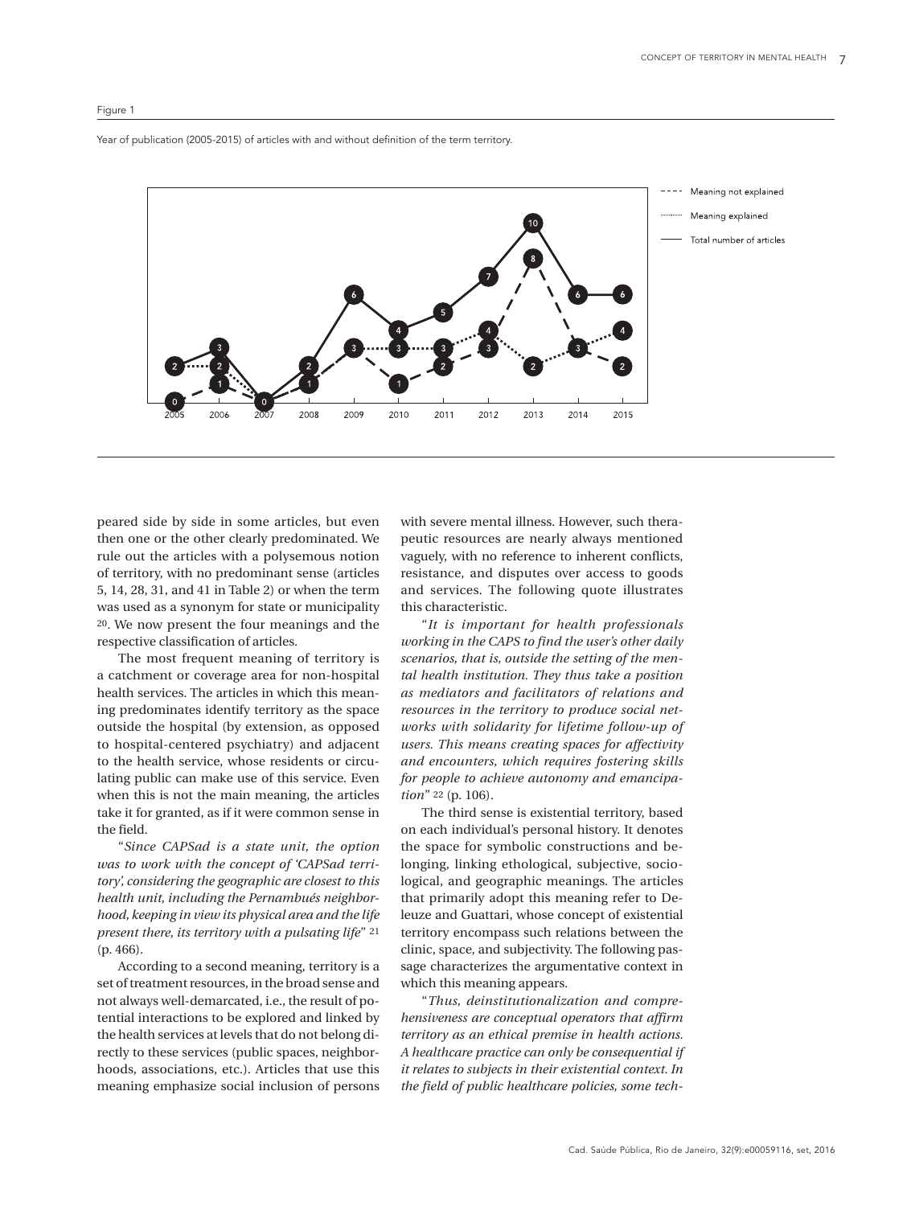Figure 1

Year of publication (2005-2015) of articles with and without definition of the term territory.

| Year | 2005 | 2006 | 2007 | 2008 | 2009 | 2010 | 2011 | 2012 | 2013 | 2014 | 2015 |
|---|---|---|---|---|---|---|---|---|---|---|---|
| Meaning not explained | 0 | 1 | 0 | 1 | 3 | 1 | 2 | 3 | 8 | 3 | 2 |
| Meaning explained | 2 | 2 | 0 | 1 | 3 | 3 | 3 | 4 | 2 | 3 | 4 |
| Total number of articles | 2 | 3 | 0 | 2 | 6 | 4 | 5 | 7 | 10 | 6 | 6 |

peared side by side in some articles, but even then one or the other clearly predominated. We rule out the articles with a polysemous notion of territory, with no predominant sense (articles 5, 14, 28, 31, and 41 in Table 2) or when the term was used as a synonym for state or municipality [20]. We now present the four meanings and the respective classification of articles.

The most frequent meaning of territory is a catchment or coverage area for non-hospital health services. The articles in which this meaning predominates identify territory as the space outside the hospital (by extension, as opposed to hospital-centered psychiatry) and adjacent to the health service, whose residents or circulating public can make use of this service. Even when this is not the main meaning, the articles take it for granted, as if it were common sense in the field.

"*Since CAPSad is a state unit, the option was to work with the concept of 'CAPSad territory', considering the geographic are closest to this health unit, including the Pernambués neighborhood, keeping in view its physical area and the life present there, its territory with a pulsating life*" [21] (p. 466).

According to a second meaning, territory is a set of treatment resources, in the broad sense and not always well-demarcated, i.e., the result of potential interactions to be explored and linked by the health services at levels that do not belong directly to these services (public spaces, neighborhoods, associations, etc.). Articles that use this meaning emphasize social inclusion of persons with severe mental illness. However, such therapeutic resources are nearly always mentioned vaguely, with no reference to inherent conflicts, resistance, and disputes over access to goods and services. The following quote illustrates this characteristic.

"*It is important for health professionals working in the CAPS to find the user's other daily scenarios, that is, outside the setting of the mental health institution. They thus take a position as mediators and facilitators of relations and resources in the territory to produce social networks with solidarity for lifetime follow-up of users. This means creating spaces for affectivity and encounters, which requires fostering skills for people to achieve autonomy and emancipation*" [22] (p. 106).

The third sense is existential territory, based on each individual's personal history. It denotes the space for symbolic constructions and belonging, linking ethological, subjective, sociological, and geographic meanings. The articles that primarily adopt this meaning refer to Deleuze and Guattari, whose concept of existential territory encompass such relations between the clinic, space, and subjectivity. The following passage characterizes the argumentative context in which this meaning appears.

"*Thus, deinstitutionalization and comprehensiveness are conceptual operators that affirm territory as an ethical premise in health actions. A healthcare practice can only be consequential if it relates to subjects in their existential context. In the field of public healthcare policies, some tech-*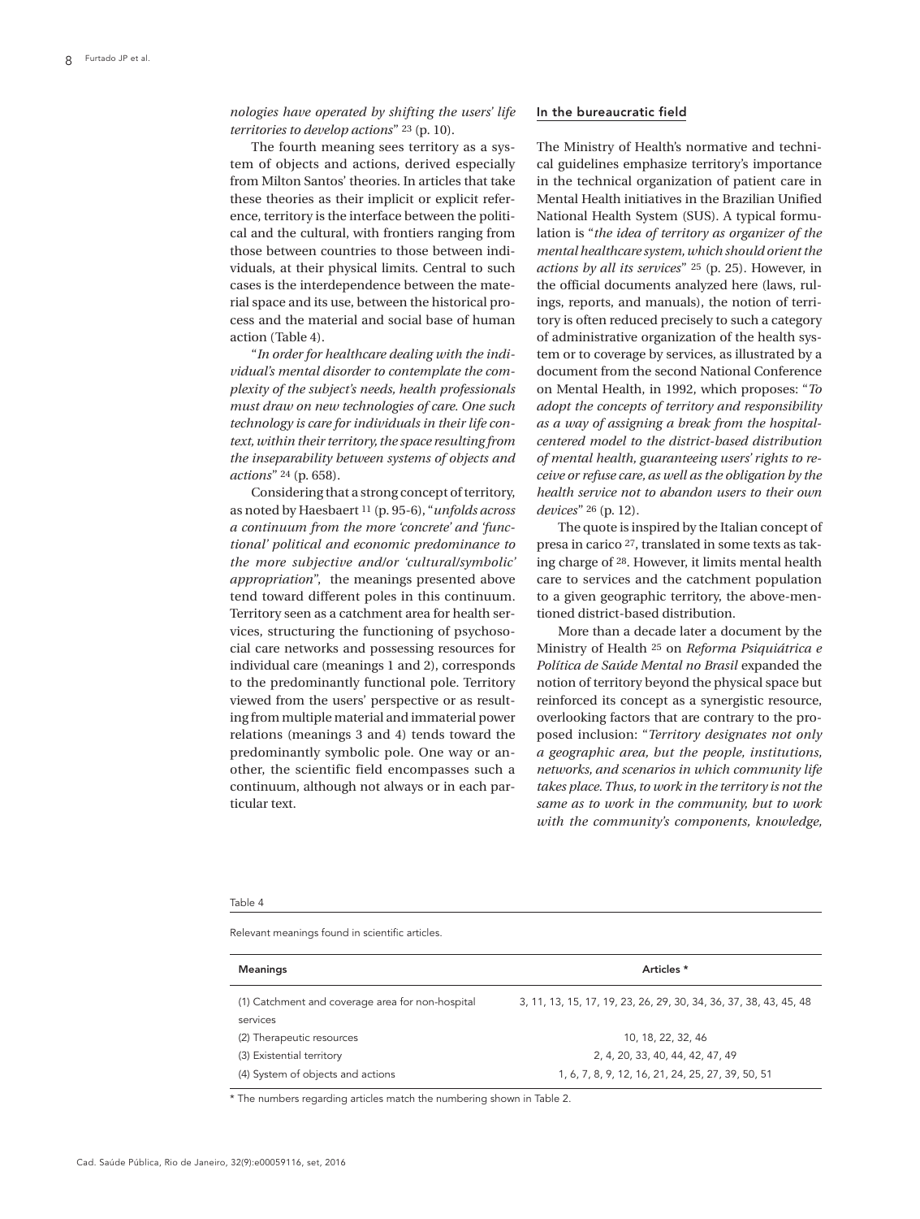*nologies have operated by shifting the users' life territories to develop actions*" [23] (p. 10).

The fourth meaning sees territory as a system of objects and actions, derived especially from Milton Santos' theories. In articles that take these theories as their implicit or explicit reference, territory is the interface between the political and the cultural, with frontiers ranging from those between countries to those between individuals, at their physical limits. Central to such cases is the interdependence between the material space and its use, between the historical process and the material and social base of human action (Table 4).

"*In order for healthcare dealing with the individual's mental disorder to contemplate the complexity of the subject's needs, health professionals must draw on new technologies of care. One such technology is care for individuals in their life context, within their territory, the space resulting from the inseparability between systems of objects and actions*" [24] (p. 658).

Considering that a strong concept of territory, as noted by Haesbaert [11] (p. 95-6), "*unfolds across a continuum from the more 'concrete' and 'functional' political and economic predominance to the more subjective and/or 'cultural/symbolic' appropriation*", the meanings presented above tend toward different poles in this continuum. Territory seen as a catchment area for health services, structuring the functioning of psychosocial care networks and possessing resources for individual care (meanings 1 and 2), corresponds to the predominantly functional pole. Territory viewed from the users' perspective or as resulting from multiple material and immaterial power relations (meanings 3 and 4) tends toward the predominantly symbolic pole. One way or another, the scientific field encompasses such a continuum, although not always or in each particular text.

## In the bureaucratic field

The Ministry of Health's normative and technical guidelines emphasize territory's importance in the technical organization of patient care in Mental Health initiatives in the Brazilian Unified National Health System (SUS). A typical formulation is "*the idea of territory as organizer of the mental healthcare system, which should orient the actions by all its services*" [25] (p. 25). However, in the official documents analyzed here (laws, rulings, reports, and manuals), the notion of territory is often reduced precisely to such a category of administrative organization of the health system or to coverage by services, as illustrated by a document from the second National Conference on Mental Health, in 1992, which proposes: "*To adopt the concepts of territory and responsibility as a way of assigning a break from the hospital-centered model to the district-based distribution of mental health, guaranteeing users' rights to receive or refuse care, as well as the obligation by the health service not to abandon users to their own devices*" [26] (p. 12).

The quote is inspired by the Italian concept of presa in carico [27], translated in some texts as taking charge of [28]. However, it limits mental health care to services and the catchment population to a given geographic territory, the above-mentioned district-based distribution.

More than a decade later a document by the Ministry of Health [25] on *Reforma Psiquiátrica e Política de Saúde Mental no Brasil* expanded the notion of territory beyond the physical space but reinforced its concept as a synergistic resource, overlooking factors that are contrary to the proposed inclusion: "*Territory designates not only a geographic area, but the people, institutions, networks, and scenarios in which community life takes place. Thus, to work in the territory is not the same as to work in the community, but to work with the community's components, knowledge,*

Table 4

Relevant meanings found in scientific articles.

| Meanings | Articles * |
|---|---|
| (1) Catchment and coverage area for non-hospital services | 3, 11, 13, 15, 17, 19, 23, 26, 29, 30, 34, 36, 37, 38, 43, 45, 48 |
| (2) Therapeutic resources | 10, 18, 22, 32, 46 |
| (3) Existential territory | 2, 4, 20, 33, 40, 44, 42, 47, 49 |
| (4) System of objects and actions | 1, 6, 7, 8, 9, 12, 16, 21, 24, 25, 27, 39, 50, 51 |

* The numbers regarding articles match the numbering shown in Table 2.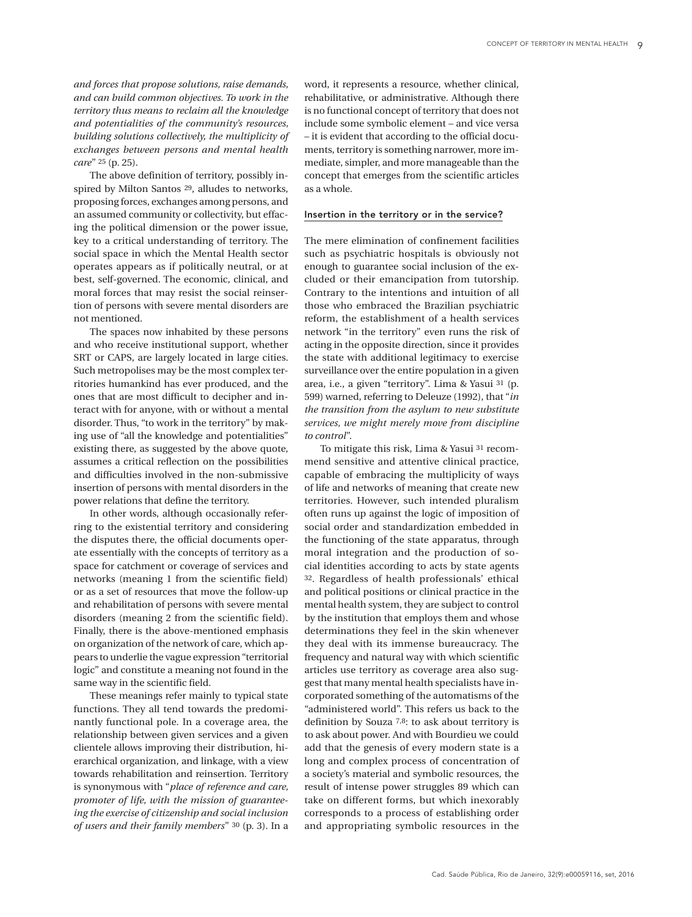*and forces that propose solutions, raise demands, and can build common objectives. To work in the territory thus means to reclaim all the knowledge and potentialities of the community's resources, building solutions collectively, the multiplicity of exchanges between persons and mental health care*" [25] (p. 25).

The above definition of territory, possibly inspired by Milton Santos [29], alludes to networks, proposing forces, exchanges among persons, and an assumed community or collectivity, but effacing the political dimension or the power issue, key to a critical understanding of territory. The social space in which the Mental Health sector operates appears as if politically neutral, or at best, self-governed. The economic, clinical, and moral forces that may resist the social reinsertion of persons with severe mental disorders are not mentioned.

The spaces now inhabited by these persons and who receive institutional support, whether SRT or CAPS, are largely located in large cities. Such metropolises may be the most complex territories humankind has ever produced, and the ones that are most difficult to decipher and interact with for anyone, with or without a mental disorder. Thus, "to work in the territory" by making use of "all the knowledge and potentialities" existing there, as suggested by the above quote, assumes a critical reflection on the possibilities and difficulties involved in the non-submissive insertion of persons with mental disorders in the power relations that define the territory.

In other words, although occasionally referring to the existential territory and considering the disputes there, the official documents operate essentially with the concepts of territory as a space for catchment or coverage of services and networks (meaning 1 from the scientific field) or as a set of resources that move the follow-up and rehabilitation of persons with severe mental disorders (meaning 2 from the scientific field). Finally, there is the above-mentioned emphasis on organization of the network of care, which appears to underlie the vague expression "territorial logic" and constitute a meaning not found in the same way in the scientific field.

These meanings refer mainly to typical state functions. They all tend towards the predominantly functional pole. In a coverage area, the relationship between given services and a given clientele allows improving their distribution, hierarchical organization, and linkage, with a view towards rehabilitation and reinsertion. Territory is synonymous with "*place of reference and care, promoter of life, with the mission of guaranteeing the exercise of citizenship and social inclusion of users and their family members*" [30] (p. 3). In a word, it represents a resource, whether clinical, rehabilitative, or administrative. Although there is no functional concept of territory that does not include some symbolic element – and vice versa – it is evident that according to the official documents, territory is something narrower, more immediate, simpler, and more manageable than the concept that emerges from the scientific articles as a whole.

## Insertion in the territory or in the service?

The mere elimination of confinement facilities such as psychiatric hospitals is obviously not enough to guarantee social inclusion of the excluded or their emancipation from tutorship. Contrary to the intentions and intuition of all those who embraced the Brazilian psychiatric reform, the establishment of a health services network "in the territory" even runs the risk of acting in the opposite direction, since it provides the state with additional legitimacy to exercise surveillance over the entire population in a given area, i.e., a given "territory". Lima & Yasui [31] (p. 599) warned, referring to Deleuze (1992), that "*in the transition from the asylum to new substitute services, we might merely move from discipline to control*".

To mitigate this risk, Lima & Yasui [31] recommend sensitive and attentive clinical practice, capable of embracing the multiplicity of ways of life and networks of meaning that create new territories. However, such intended pluralism often runs up against the logic of imposition of social order and standardization embedded in the functioning of the state apparatus, through moral integration and the production of social identities according to acts by state agents [32]. Regardless of health professionals' ethical and political positions or clinical practice in the mental health system, they are subject to control by the institution that employs them and whose determinations they feel in the skin whenever they deal with its immense bureaucracy. The frequency and natural way with which scientific articles use territory as coverage area also suggest that many mental health specialists have incorporated something of the automatisms of the "administered world". This refers us back to the definition by Souza [7,8]: to ask about territory is to ask about power. And with Bourdieu we could add that the genesis of every modern state is a long and complex process of concentration of a society's material and symbolic resources, the result of intense power struggles 89 which can take on different forms, but which inexorably corresponds to a process of establishing order and appropriating symbolic resources in the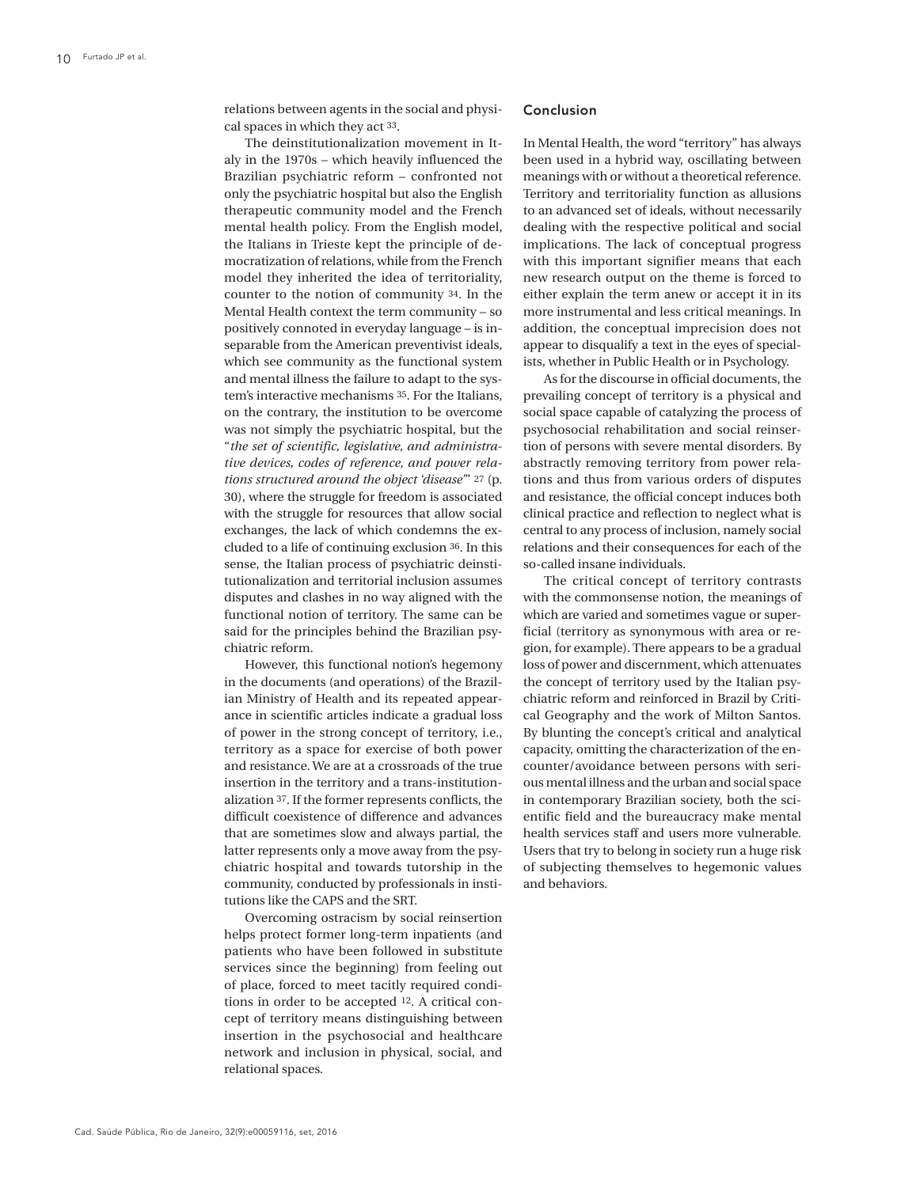relations between agents in the social and physical spaces in which they act [33].

The deinstitutionalization movement in Italy in the 1970s – which heavily influenced the Brazilian psychiatric reform – confronted not only the psychiatric hospital but also the English therapeutic community model and the French mental health policy. From the English model, the Italians in Trieste kept the principle of democratization of relations, while from the French model they inherited the idea of territoriality, counter to the notion of community [34]. In the Mental Health context the term community – so positively connoted in everyday language – is inseparable from the American preventivist ideals, which see community as the functional system and mental illness the failure to adapt to the system's interactive mechanisms [35]. For the Italians, on the contrary, the institution to be overcome was not simply the psychiatric hospital, but the "*the set of scientific, legislative, and administrative devices, codes of reference, and power relations structured around the object 'disease'*" [27] (p. 30), where the struggle for freedom is associated with the struggle for resources that allow social exchanges, the lack of which condemns the excluded to a life of continuing exclusion [36]. In this sense, the Italian process of psychiatric deinstitutionalization and territorial inclusion assumes disputes and clashes in no way aligned with the functional notion of territory. The same can be said for the principles behind the Brazilian psychiatric reform.

However, this functional notion's hegemony in the documents (and operations) of the Brazilian Ministry of Health and its repeated appearance in scientific articles indicate a gradual loss of power in the strong concept of territory, i.e., territory as a space for exercise of both power and resistance. We are at a crossroads of the true insertion in the territory and a trans-institutionalization [37]. If the former represents conflicts, the difficult coexistence of difference and advances that are sometimes slow and always partial, the latter represents only a move away from the psychiatric hospital and towards tutorship in the community, conducted by professionals in institutions like the CAPS and the SRT.

Overcoming ostracism by social reinsertion helps protect former long-term inpatients (and patients who have been followed in substitute services since the beginning) from feeling out of place, forced to meet tacitly required conditions in order to be accepted [12]. A critical concept of territory means distinguishing between insertion in the psychosocial and healthcare network and inclusion in physical, social, and relational spaces.

## Conclusion

In Mental Health, the word "territory" has always been used in a hybrid way, oscillating between meanings with or without a theoretical reference. Territory and territoriality function as allusions to an advanced set of ideals, without necessarily dealing with the respective political and social implications. The lack of conceptual progress with this important signifier means that each new research output on the theme is forced to either explain the term anew or accept it in its more instrumental and less critical meanings. In addition, the conceptual imprecision does not appear to disqualify a text in the eyes of specialists, whether in Public Health or in Psychology.

As for the discourse in official documents, the prevailing concept of territory is a physical and social space capable of catalyzing the process of psychosocial rehabilitation and social reinsertion of persons with severe mental disorders. By abstractly removing territory from power relations and thus from various orders of disputes and resistance, the official concept induces both clinical practice and reflection to neglect what is central to any process of inclusion, namely social relations and their consequences for each of the so-called insane individuals.

The critical concept of territory contrasts with the commonsense notion, the meanings of which are varied and sometimes vague or superficial (territory as synonymous with area or region, for example). There appears to be a gradual loss of power and discernment, which attenuates the concept of territory used by the Italian psychiatric reform and reinforced in Brazil by Critical Geography and the work of Milton Santos. By blunting the concept's critical and analytical capacity, omitting the characterization of the encounter/avoidance between persons with serious mental illness and the urban and social space in contemporary Brazilian society, both the scientific field and the bureaucracy make mental health services staff and users more vulnerable. Users that try to belong in society run a huge risk of subjecting themselves to hegemonic values and behaviors.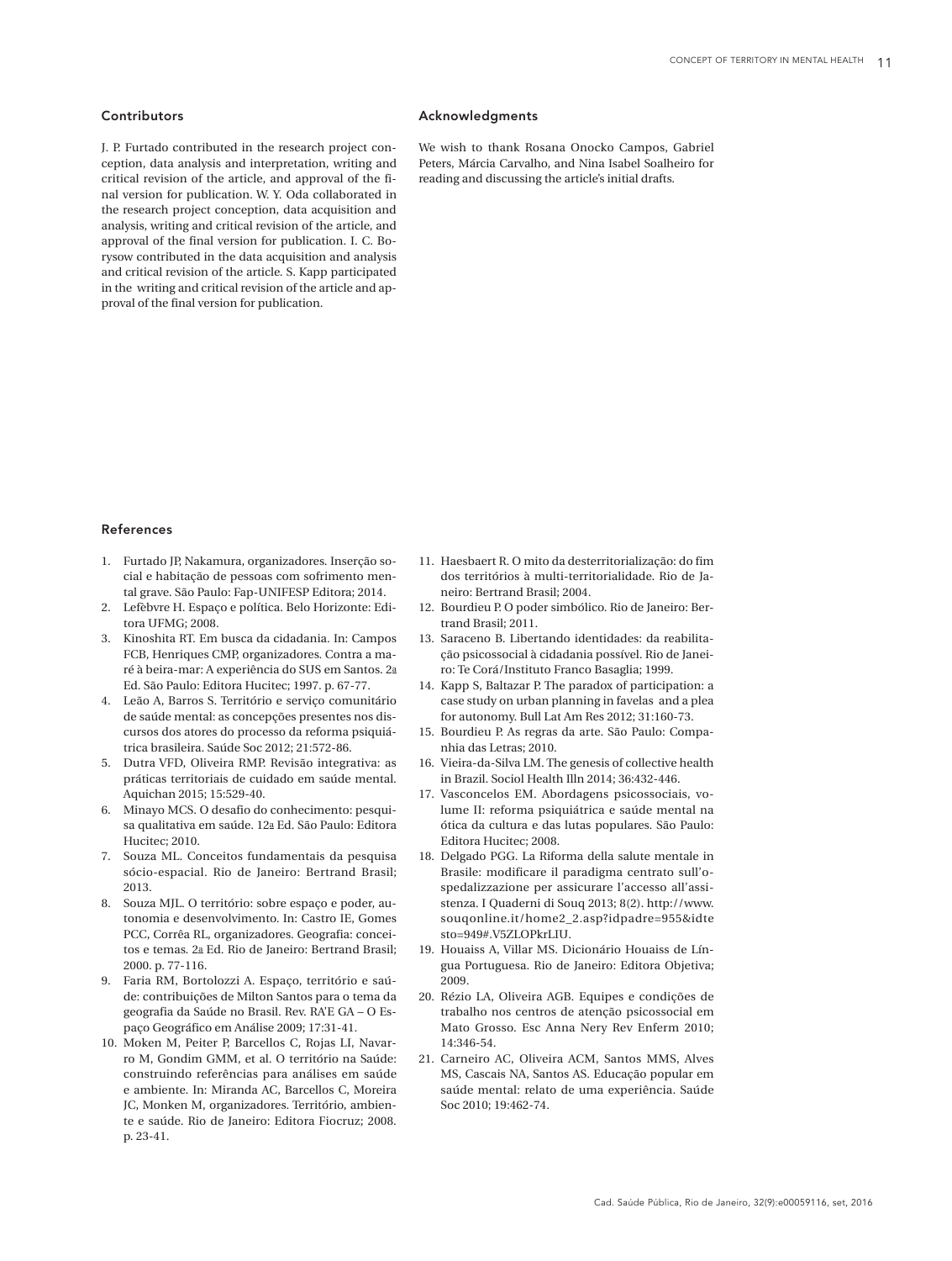## Contributors

J. P. Furtado contributed in the research project conception, data analysis and interpretation, writing and critical revision of the article, and approval of the final version for publication. W. Y. Oda collaborated in the research project conception, data acquisition and analysis, writing and critical revision of the article, and approval of the final version for publication. I. C. Borysow contributed in the data acquisition and analysis and critical revision of the article. S. Kapp participated in the writing and critical revision of the article and approval of the final version for publication.

## Acknowledgments

We wish to thank Rosana Onocko Campos, Gabriel Peters, Márcia Carvalho, and Nina Isabel Soalheiro for reading and discussing the article's initial drafts.

## References

1. Furtado JP, Nakamura, organizadores. Inserção social e habitação de pessoas com sofrimento mental grave. São Paulo: Fap-UNIFESP Editora; 2014.
2. Lefèbvre H. Espaço e política. Belo Horizonte: Editora UFMG; 2008.
3. Kinoshita RT. Em busca da cidadania. In: Campos FCB, Henriques CMP, organizadores. Contra a maré à beira-mar: A experiência do SUS em Santos. 2ª Ed. São Paulo: Editora Hucitec; 1997. p. 67-77.
4. Leão A, Barros S. Território e serviço comunitário de saúde mental: as concepções presentes nos discursos dos atores do processo da reforma psiquiátrica brasileira. Saúde Soc 2012; 21:572-86.
5. Dutra VFD, Oliveira RMP. Revisão integrativa: as práticas territoriais de cuidado em saúde mental. Aquichan 2015; 15:529-40.
6. Minayo MCS. O desafio do conhecimento: pesquisa qualitativa em saúde. 12ª Ed. São Paulo: Editora Hucitec; 2010.
7. Souza ML. Conceitos fundamentais da pesquisa sócio-espacial. Rio de Janeiro: Bertrand Brasil; 2013.
8. Souza MJL. O território: sobre espaço e poder, autonomia e desenvolvimento. In: Castro IE, Gomes PCC, Corrêa RL, organizadores. Geografia: conceitos e temas. 2ª Ed. Rio de Janeiro: Bertrand Brasil; 2000. p. 77-116.
9. Faria RM, Bortolozzi A. Espaço, território e saúde: contribuições de Milton Santos para o tema da geografia da Saúde no Brasil. Rev. RA'E GA – O Espaço Geográfico em Análise 2009; 17:31-41.
10. Moken M, Peiter P, Barcellos C, Rojas LI, Navarro M, Gondim GMM, et al. O território na Saúde: construindo referências para análises em saúde e ambiente. In: Miranda AC, Barcellos C, Moreira JC, Monken M, organizadores. Território, ambiente e saúde. Rio de Janeiro: Editora Fiocruz; 2008. p. 23-41.
11. Haesbaert R. O mito da desterritorialização: do fim dos territórios à multi-territorialidade. Rio de Janeiro: Bertrand Brasil; 2004.
12. Bourdieu P. O poder simbólico. Rio de Janeiro: Bertrand Brasil; 2011.
13. Saraceno B. Libertando identidades: da reabilitação psicossocial à cidadania possível. Rio de Janeiro: Te Corá/Instituto Franco Basaglia; 1999.
14. Kapp S, Baltazar P. The paradox of participation: a case study on urban planning in favelas and a plea for autonomy. Bull Lat Am Res 2012; 31:160-73.
15. Bourdieu P. As regras da arte. São Paulo: Companhia das Letras; 2010.
16. Vieira-da-Silva LM. The genesis of collective health in Brazil. Sociol Health Illn 2014; 36:432-446.
17. Vasconcelos EM. Abordagens psicossociais, volume II: reforma psiquiátrica e saúde mental na ótica da cultura e das lutas populares. São Paulo: Editora Hucitec; 2008.
18. Delgado PGG. La Riforma della salute mentale in Brasile: modificare il paradigma centrato sull'ospedalizzazione per assicurare l'accesso all'assistenza. I Quaderni di Souq 2013; 8(2). http://www.souqonline.it/home2_2.asp?idpadre=955&idtesto=949#.V5ZLOPkrLIU.
19. Houaiss A, Villar MS. Dicionário Houaiss de Língua Portuguesa. Rio de Janeiro: Editora Objetiva; 2009.
20. Rézio LA, Oliveira AGB. Equipes e condições de trabalho nos centros de atenção psicossocial em Mato Grosso. Esc Anna Nery Rev Enferm 2010; 14:346-54.
21. Carneiro AC, Oliveira ACM, Santos MMS, Alves MS, Cascais NA, Santos AS. Educação popular em saúde mental: relato de uma experiência. Saúde Soc 2010; 19:462-74.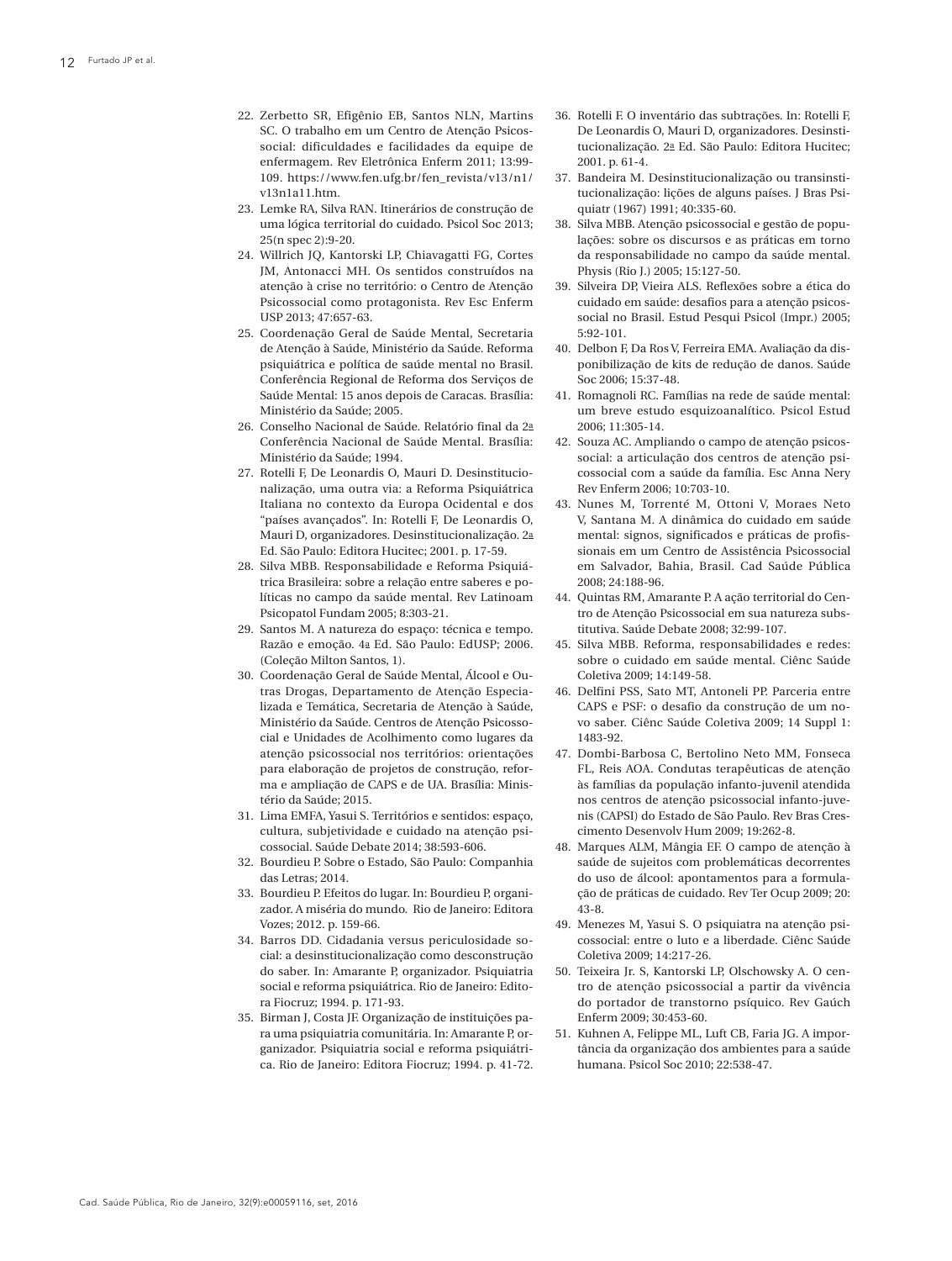22. Zerbetto SR, Efigênio EB, Santos NLN, Martins SC. O trabalho em um Centro de Atenção Psicossocial: dificuldades e facilidades da equipe de enfermagem. Rev Eletrônica Enferm 2011; 13:99-109. https://www.fen.ufg.br/fen_revista/v13/n1/v13n1a11.htm.
23. Lemke RA, Silva RAN. Itinerários de construção de uma lógica territorial do cuidado. Psicol Soc 2013; 25(n spec 2):9-20.
24. Willrich JQ, Kantorski LP, Chiavagatti FG, Cortes JM, Antonacci MH. Os sentidos construídos na atenção à crise no território: o Centro de Atenção Psicossocial como protagonista. Rev Esc Enferm USP 2013; 47:657-63.
25. Coordenação Geral de Saúde Mental, Secretaria de Atenção à Saúde, Ministério da Saúde. Reforma psiquiátrica e política de saúde mental no Brasil. Conferência Regional de Reforma dos Serviços de Saúde Mental: 15 anos depois de Caracas. Brasília: Ministério da Saúde; 2005.
26. Conselho Nacional de Saúde. Relatório final da 2ª Conferência Nacional de Saúde Mental. Brasília: Ministério da Saúde; 1994.
27. Rotelli F, De Leonardis O, Mauri D. Desinstitucionalização, uma outra via: a Reforma Psiquiátrica Italiana no contexto da Europa Ocidental e dos "países avançados". In: Rotelli F, De Leonardis O, Mauri D, organizadores. Desinstitucionalização. 2ª Ed. São Paulo: Editora Hucitec; 2001. p. 17-59.
28. Silva MBB. Responsabilidade e Reforma Psiquiátrica Brasileira: sobre a relação entre saberes e políticas no campo da saúde mental. Rev Latinoam Psicopatol Fundam 2005; 8:303-21.
29. Santos M. A natureza do espaço: técnica e tempo. Razão e emoção. 4ª Ed. São Paulo: EdUSP; 2006. (Coleção Milton Santos, 1).
30. Coordenação Geral de Saúde Mental, Álcool e Outras Drogas, Departamento de Atenção Especializada e Temática, Secretaria de Atenção à Saúde, Ministério da Saúde. Centros de Atenção Psicossocial e Unidades de Acolhimento como lugares da atenção psicossocial nos territórios: orientações para elaboração de projetos de construção, reforma e ampliação de CAPS e de UA. Brasília: Ministério da Saúde; 2015.
31. Lima EMFA, Yasui S. Territórios e sentidos: espaço, cultura, subjetividade e cuidado na atenção psicossocial. Saúde Debate 2014; 38:593-606.
32. Bourdieu P. Sobre o Estado, São Paulo: Companhia das Letras; 2014.
33. Bourdieu P. Efeitos do lugar. In: Bourdieu P, organizador. A miséria do mundo. Rio de Janeiro: Editora Vozes; 2012. p. 159-66.
34. Barros DD. Cidadania versus periculosidade social: a desinstitucionalização como desconstrução do saber. In: Amarante P, organizador. Psiquiatria social e reforma psiquiátrica. Rio de Janeiro: Editora Fiocruz; 1994. p. 171-93.
35. Birman J, Costa JF. Organização de instituições para uma psiquiatria comunitária. In: Amarante P, organizador. Psiquiatria social e reforma psiquiátrica. Rio de Janeiro: Editora Fiocruz; 1994. p. 41-72.
36. Rotelli F. O inventário das subtrações. In: Rotelli F, De Leonardis O, Mauri D, organizadores. Desinstitucionalização. 2ª Ed. São Paulo: Editora Hucitec; 2001. p. 61-4.
37. Bandeira M. Desinstitucionalização ou transinstitucionalização: lições de alguns países. J Bras Psiquiatr (1967) 1991; 40:335-60.
38. Silva MBB. Atenção psicossocial e gestão de populações: sobre os discursos e as práticas em torno da responsabilidade no campo da saúde mental. Physis (Rio J.) 2005; 15:127-50.
39. Silveira DP, Vieira ALS. Reflexões sobre a ética do cuidado em saúde: desafios para a atenção psicossocial no Brasil. Estud Pesqui Psicol (Impr.) 2005; 5:92-101.
40. Delbon F, Da Ros V, Ferreira EMA. Avaliação da disponibilização de kits de redução de danos. Saúde Soc 2006; 15:37-48.
41. Romagnoli RC. Famílias na rede de saúde mental: um breve estudo esquizoanalítico. Psicol Estud 2006; 11:305-14.
42. Souza AC. Ampliando o campo de atenção psicossocial: a articulação dos centros de atenção psicossocial com a saúde da família. Esc Anna Nery Rev Enferm 2006; 10:703-10.
43. Nunes M, Torrenté M, Ottoni V, Moraes Neto V, Santana M. A dinâmica do cuidado em saúde mental: signos, significados e práticas de profissionais em um Centro de Assistência Psicossocial em Salvador, Bahia, Brasil. Cad Saúde Pública 2008; 24:188-96.
44. Quintas RM, Amarante P. A ação territorial do Centro de Atenção Psicossocial em sua natureza substitutiva. Saúde Debate 2008; 32:99-107.
45. Silva MBB. Reforma, responsabilidades e redes: sobre o cuidado em saúde mental. Ciênc Saúde Coletiva 2009; 14:149-58.
46. Delfini PSS, Sato MT, Antoneli PP. Parceria entre CAPS e PSF: o desafio da construção de um novo saber. Ciênc Saúde Coletiva 2009; 14 Suppl 1: 1483-92.
47. Dombi-Barbosa C, Bertolino Neto MM, Fonseca FL, Reis AOA. Condutas terapêuticas de atenção às famílias da população infanto-juvenil atendida nos centros de atenção psicossocial infanto-juvenis (CAPSI) do Estado de São Paulo. Rev Bras Crescimento Desenvolv Hum 2009; 19:262-8.
48. Marques ALM, Mângia EF. O campo de atenção à saúde de sujeitos com problemáticas decorrentes do uso de álcool: apontamentos para a formulação de práticas de cuidado. Rev Ter Ocup 2009; 20: 43-8.
49. Menezes M, Yasui S. O psiquiatra na atenção psicossocial: entre o luto e a liberdade. Ciênc Saúde Coletiva 2009; 14:217-26.
50. Teixeira Jr. S, Kantorski LP, Olschowsky A. O centro de atenção psicossocial a partir da vivência do portador de transtorno psíquico. Rev Gaúch Enferm 2009; 30:453-60.
51. Kuhnen A, Felippe ML, Luft CB, Faria JG. A importância da organização dos ambientes para a saúde humana. Psicol Soc 2010; 22:538-47.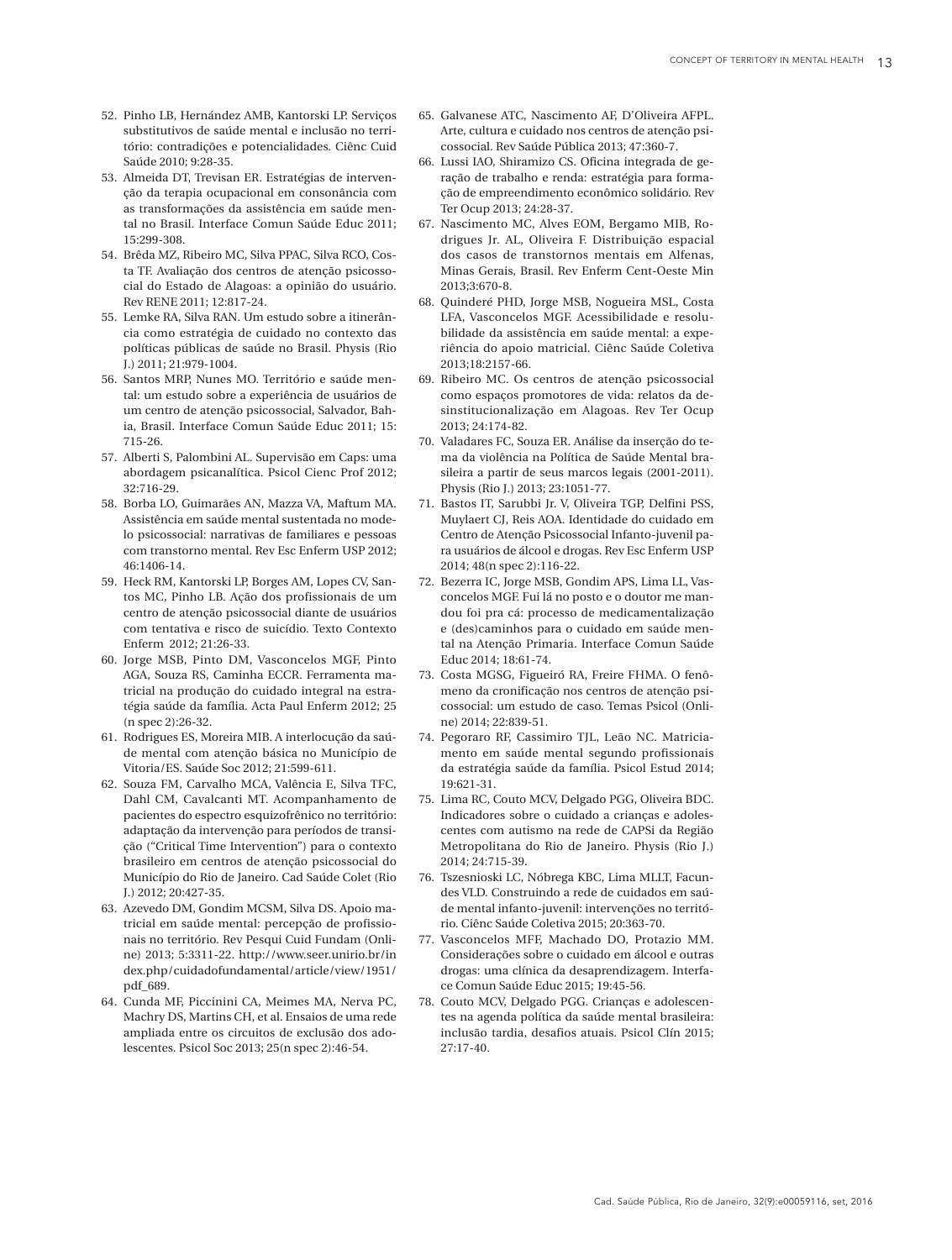52. Pinho LB, Hernández AMB, Kantorski LP. Serviços substitutivos de saúde mental e inclusão no território: contradições e potencialidades. Ciênc Cuid Saúde 2010; 9:28-35.
53. Almeida DT, Trevisan ER. Estratégias de intervenção da terapia ocupacional em consonância com as transformações da assistência em saúde mental no Brasil. Interface Comun Saúde Educ 2011; 15:299-308.
54. Brêda MZ, Ribeiro MC, Silva PPAC, Silva RCO, Costa TF. Avaliação dos centros de atenção psicossocial do Estado de Alagoas: a opinião do usuário. Rev RENE 2011; 12:817-24.
55. Lemke RA, Silva RAN. Um estudo sobre a itinerância como estratégia de cuidado no contexto das políticas públicas de saúde no Brasil. Physis (Rio J.) 2011; 21:979-1004.
56. Santos MRP, Nunes MO. Território e saúde mental: um estudo sobre a experiência de usuários de um centro de atenção psicossocial, Salvador, Bahia, Brasil. Interface Comun Saúde Educ 2011; 15: 715-26.
57. Alberti S, Palombini AL. Supervisão em Caps: uma abordagem psicanalítica. Psicol Cienc Prof 2012; 32:716-29.
58. Borba LO, Guimarães AN, Mazza VA, Maftum MA. Assistência em saúde mental sustentada no modelo psicossocial: narrativas de familiares e pessoas com transtorno mental. Rev Esc Enferm USP 2012; 46:1406-14.
59. Heck RM, Kantorski LP, Borges AM, Lopes CV, Santos MC, Pinho LB. Ação dos profissionais de um centro de atenção psicossocial diante de usuários com tentativa e risco de suicídio. Texto Contexto Enferm 2012; 21:26-33.
60. Jorge MSB, Pinto DM, Vasconcelos MGF, Pinto AGA, Souza RS, Caminha ECCR. Ferramenta matricial na produção do cuidado integral na estratégia saúde da família. Acta Paul Enferm 2012; 25 (n spec 2):26-32.
61. Rodrigues ES, Moreira MIB. A interlocução da saúde mental com atenção básica no Município de Vitoria/ES. Saúde Soc 2012; 21:599-611.
62. Souza FM, Carvalho MCA, Valência E, Silva TFC, Dahl CM, Cavalcanti MT. Acompanhamento de pacientes do espectro esquizofrênico no território: adaptação da intervenção para períodos de transição ("Critical Time Intervention") para o contexto brasileiro em centros de atenção psicossocial do Município do Rio de Janeiro. Cad Saúde Colet (Rio J.) 2012; 20:427-35.
63. Azevedo DM, Gondim MCSM, Silva DS. Apoio matricial em saúde mental: percepção de profissionais no território. Rev Pesqui Cuid Fundam (Online) 2013; 5:3311-22. http://www.seer.unirio.br/index.php/cuidadofundamental/article/view/1951/pdf_689.
64. Cunda MF, Piccinini CA, Meimes MA, Nerva PC, Machry DS, Martins CH, et al. Ensaios de uma rede ampliada entre os circuitos de exclusão dos adolescentes. Psicol Soc 2013; 25(n spec 2):46-54.
65. Galvanese ATC, Nascimento AF, D'Oliveira AFPL. Arte, cultura e cuidado nos centros de atenção psicossocial. Rev Saúde Pública 2013; 47:360-7.
66. Lussi IAO, Shiramizo CS. Oficina integrada de geração de trabalho e renda: estratégia para formação de empreendimento econômico solidário. Rev Ter Ocup 2013; 24:28-37.
67. Nascimento MC, Alves EOM, Bergamo MIB, Rodrigues Jr. AL, Oliveira F. Distribuição espacial dos casos de transtornos mentais em Alfenas, Minas Gerais, Brasil. Rev Enferm Cent-Oeste Min 2013;3:670-8.
68. Quinderé PHD, Jorge MSB, Nogueira MSL, Costa LFA, Vasconcelos MGF. Acessibilidade e resolubilidade da assistência em saúde mental: a experiência do apoio matricial. Ciênc Saúde Coletiva 2013;18:2157-66.
69. Ribeiro MC. Os centros de atenção psicossocial como espaços promotores de vida: relatos da desinstitucionalização em Alagoas. Rev Ter Ocup 2013; 24:174-82.
70. Valadares FC, Souza ER. Análise da inserção do tema da violência na Política de Saúde Mental brasileira a partir de seus marcos legais (2001-2011). Physis (Rio J.) 2013; 23:1051-77.
71. Bastos IT, Sarubbi Jr. V, Oliveira TGP, Delfini PSS, Muylaert CJ, Reis AOA. Identidade do cuidado em Centro de Atenção Psicossocial Infanto-juvenil para usuários de álcool e drogas. Rev Esc Enferm USP 2014; 48(n spec 2):116-22.
72. Bezerra IC, Jorge MSB, Gondim APS, Lima LL, Vasconcelos MGF. Fui lá no posto e o doutor me mandou foi pra cá: processo de medicamentalização e (des)caminhos para o cuidado em saúde mental na Atenção Primaria. Interface Comun Saúde Educ 2014; 18:61-74.
73. Costa MGSG, Figueiró RA, Freire FHMA. O fenômeno da cronificação nos centros de atenção psicossocial: um estudo de caso. Temas Psicol (Online) 2014; 22:839-51.
74. Pegoraro RF, Cassimiro TJL, Leão NC. Matriciamento em saúde mental segundo profissionais da estratégia saúde da família. Psicol Estud 2014; 19:621-31.
75. Lima RC, Couto MCV, Delgado PGG, Oliveira BDC. Indicadores sobre o cuidado a crianças e adolescentes com autismo na rede de CAPSi da Região Metropolitana do Rio de Janeiro. Physis (Rio J.) 2014; 24:715-39.
76. Tszesnioski LC, Nóbrega KBC, Lima MLLT, Facundes VLD. Construindo a rede de cuidados em saúde mental infanto-juvenil: intervenções no território. Ciênc Saúde Coletiva 2015; 20:363-70.
77. Vasconcelos MFF, Machado DO, Protazio MM. Considerações sobre o cuidado em álcool e outras drogas: uma clínica da desaprendizagem. Interface Comun Saúde Educ 2015; 19:45-56.
78. Couto MCV, Delgado PGG. Crianças e adolescentes na agenda política da saúde mental brasileira: inclusão tardia, desafios atuais. Psicol Clín 2015; 27:17-40.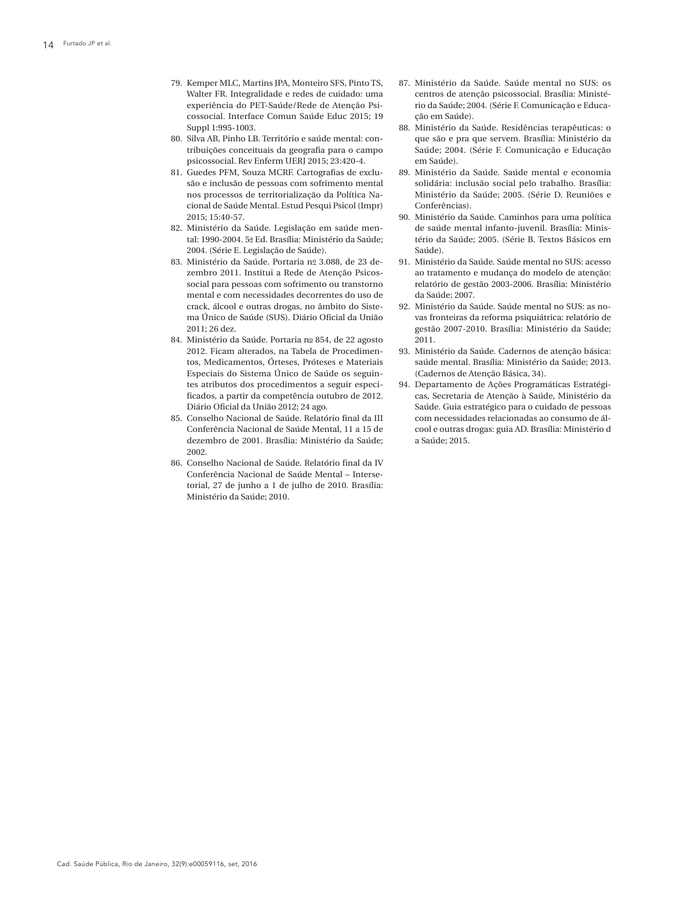79. Kemper MLC, Martins JPA, Monteiro SFS, Pinto TS, Walter FR. Integralidade e redes de cuidado: uma experiência do PET-Saúde/Rede de Atenção Psicossocial. Interface Comun Saúde Educ 2015; 19 Suppl 1:995-1003.
80. Silva AB, Pinho LB. Território e saúde mental: contribuições conceituais da geografia para o campo psicossocial. Rev Enferm UERJ 2015; 23:420-4.
81. Guedes PFM, Souza MCRF. Cartografias de exclusão e inclusão de pessoas com sofrimento mental nos processos de territorialização da Política Nacional de Saúde Mental. Estud Pesqui Psicol (Impr) 2015; 15:40-57.
82. Ministério da Saúde. Legislação em saúde mental: 1990-2004. 5ª Ed. Brasília: Ministério da Saúde; 2004. (Série E. Legislação de Saúde).
83. Ministério da Saúde. Portaria nº 3.088, de 23 dezembro 2011. Institui a Rede de Atenção Psicossocial para pessoas com sofrimento ou transtorno mental e com necessidades decorrentes do uso de crack, álcool e outras drogas, no âmbito do Sistema Único de Saúde (SUS). Diário Oficial da União 2011; 26 dez.
84. Ministério da Saúde. Portaria nº 854, de 22 agosto 2012. Ficam alterados, na Tabela de Procedimentos, Medicamentos, Órteses, Próteses e Materiais Especiais do Sistema Único de Saúde os seguintes atributos dos procedimentos a seguir especificados, a partir da competência outubro de 2012. Diário Oficial da União 2012; 24 ago.
85. Conselho Nacional de Saúde. Relatório final da III Conferência Nacional de Saúde Mental, 11 a 15 de dezembro de 2001. Brasília: Ministério da Saúde; 2002.
86. Conselho Nacional de Saúde. Relatório final da IV Conferência Nacional de Saúde Mental – Intersetorial, 27 de junho a 1 de julho de 2010. Brasília: Ministério da Saúde; 2010.
87. Ministério da Saúde. Saúde mental no SUS: os centros de atenção psicossocial. Brasília: Ministério da Saúde; 2004. (Série F. Comunicação e Educação em Saúde).
88. Ministério da Saúde. Residências terapêuticas: o que são e pra que servem. Brasília: Ministério da Saúde; 2004. (Série F. Comunicação e Educação em Saúde).
89. Ministério da Saúde. Saúde mental e economia solidária: inclusão social pelo trabalho. Brasília: Ministério da Saúde; 2005. (Série D. Reuniões e Conferências).
90. Ministério da Saúde. Caminhos para uma política de saúde mental infanto-juvenil. Brasília: Ministério da Saúde; 2005. (Série B. Textos Básicos em Saúde).
91. Ministério da Saúde. Saúde mental no SUS: acesso ao tratamento e mudança do modelo de atenção: relatório de gestão 2003-2006. Brasília: Ministério da Saúde; 2007.
92. Ministério da Saúde. Saúde mental no SUS: as novas fronteiras da reforma psiquiátrica: relatório de gestão 2007-2010. Brasília: Ministério da Saúde; 2011.
93. Ministério da Saúde. Cadernos de atenção básica: saúde mental. Brasília: Ministério da Saúde; 2013. (Cadernos de Atenção Básica, 34).
94. Departamento de Ações Programáticas Estratégicas, Secretaria de Atenção à Saúde, Ministério da Saúde. Guia estratégico para o cuidado de pessoas com necessidades relacionadas ao consumo de álcool e outras drogas: guia AD. Brasília: Ministério d a Saúde; 2015.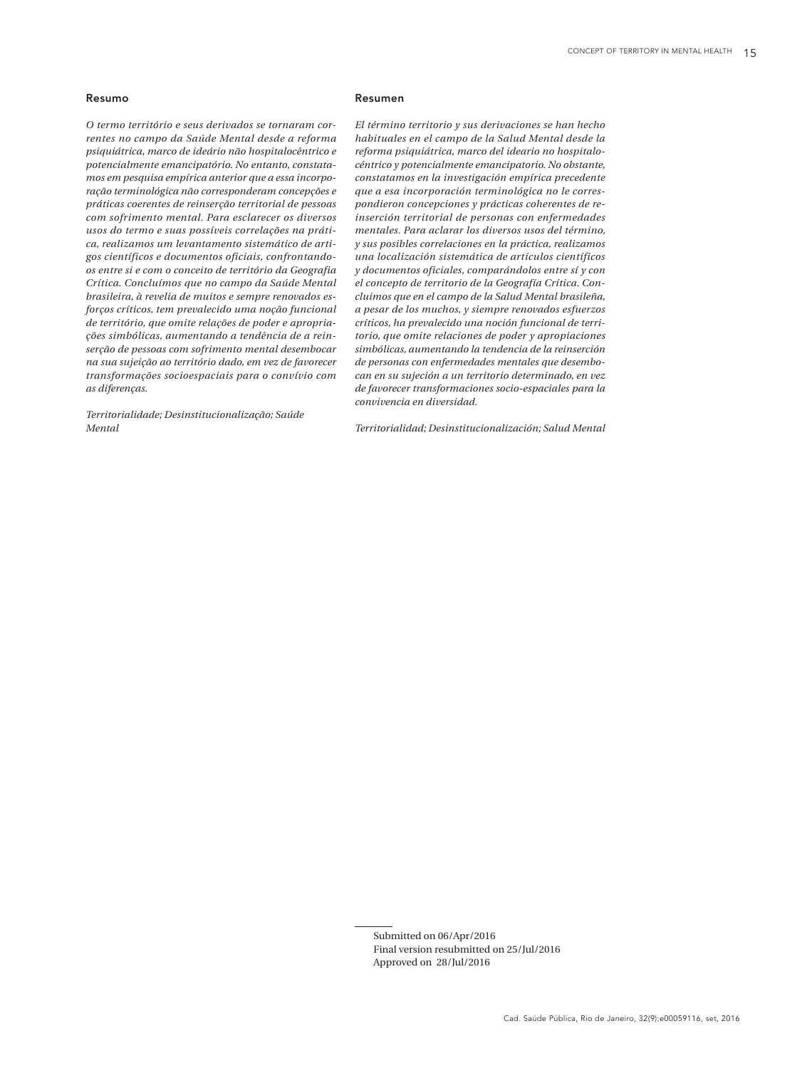## Resumo

*O termo território e seus derivados se tornaram correntes no campo da Saúde Mental desde a reforma psiquiátrica, marco de ideário não hospitalocêntrico e potencialmente emancipatório. No entanto, constatamos em pesquisa empírica anterior que a essa incorporação terminológica não corresponderam concepções e práticas coerentes de reinserção territorial de pessoas com sofrimento mental. Para esclarecer os diversos usos do termo e suas possíveis correlações na prática, realizamos um levantamento sistemático de artigos científicos e documentos oficiais, confrontando-os entre si e com o conceito de território da Geografia Crítica. Concluímos que no campo da Saúde Mental brasileira, à revelia de muitos e sempre renovados esforços críticos, tem prevalecido uma noção funcional de território, que omite relações de poder e apropriações simbólicas, aumentando a tendência de a reinserção de pessoas com sofrimento mental desembocar na sua sujeição ao território dado, em vez de favorecer transformações socioespaciais para o convívio com as diferenças.*

*Territorialidade; Desinstitucionalização; Saúde Mental*

## Resumen

*El término territorio y sus derivaciones se han hecho habituales en el campo de la Salud Mental desde la reforma psiquiátrica, marco del ideario no hospitalocéntrico y potencialmente emancipatorio. No obstante, constatamos en la investigación empírica precedente que a esa incorporación terminológica no le correspondieron concepciones y prácticas coherentes de reinserción territorial de personas con enfermedades mentales. Para aclarar los diversos usos del término, y sus posibles correlaciones en la práctica, realizamos una localización sistemática de artículos científicos y documentos oficiales, comparándolos entre sí y con el concepto de territorio de la Geografía Crítica. Concluimos que en el campo de la Salud Mental brasileña, a pesar de los muchos, y siempre renovados esfuerzos críticos, ha prevalecido una noción funcional de territorio, que omite relaciones de poder y apropiaciones simbólicas, aumentando la tendencia de la reinserción de personas con enfermedades mentales que desembocan en su sujeción a un territorio determinado, en vez de favorecer transformaciones socio-espaciales para la convivencia en diversidad.*

*Territorialidad; Desinstitucionalización; Salud Mental*

Submitted on 06/Apr/2016
Final version resubmitted on 25/Jul/2016
Approved on 28/Jul/2016